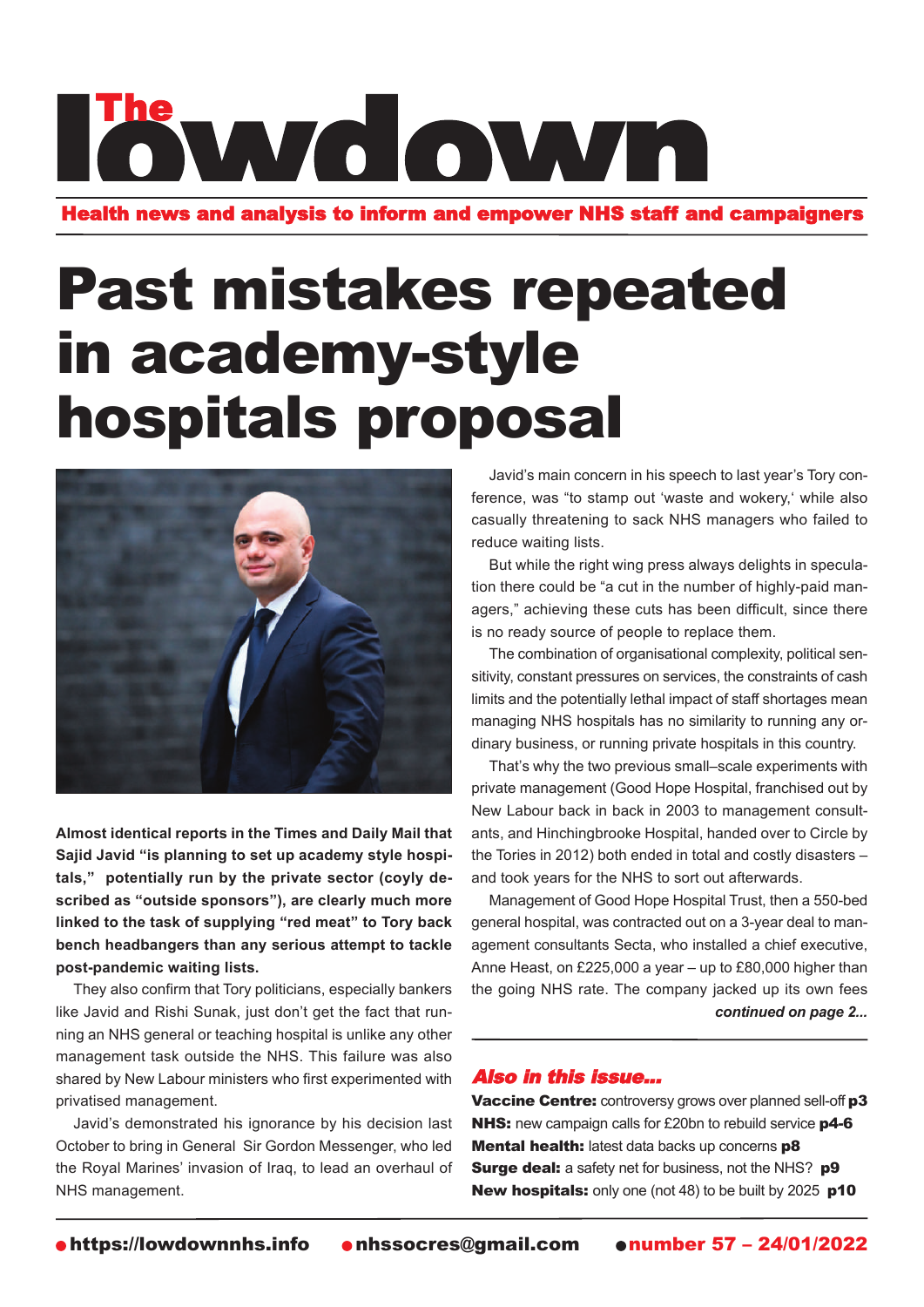# The lowdown

**Health news and analysis to inform and empower NHS staff and campaigners**

# Past mistakes repeated in academy-style hospitals proposal

**Almost identical reports in the Times and Daily Mail that Sajid Javid "is planning to set up academy style hospitals," potentially run by the private sector (coyly described as "outside sponsors"), are clearly much more linked to the task of supplying "red meat" to Tory back bench headbangers than any serious attempt to tackle post-pandemic waiting lists.**

They also confirm that Tory politicians, especially bankers like Javid and Rishi Sunak, just don't get the fact that running an NHS general or teaching hospital is unlike any other management task outside the NHS. This failure was also shared by New Labour ministers who first experimented with privatised management.

Javid's demonstrated his ignorance by his decision last October to bring in General Sir Gordon Messenger, who led the Royal Marines' invasion of Iraq, to lead an overhaul of NHS management.

Javid's main concern in his speech to last year's Tory conference, was "to stamp out 'waste and wokery,' while also casually threatening to sack NHS managers who failed to reduce waiting lists.

But while the right wing press always delights in speculation there could be "a cut in the number of highly-paid managers," achieving these cuts has been difficult, since there is no ready source of people to replace them.

The combination of organisational complexity, political sensitivity, constant pressures on services, the constraints of cash limits and the potentially lethal impact of staff shortages mean managing NHS hospitals has no similarity to running any ordinary business, or running private hospitals in this country.

That's why the two previous small–scale experiments with private management (Good Hope Hospital, franchised out by New Labour back in back in 2003 to management consultants, and Hinchingbrooke Hospital, handed over to Circle by the Tories in 2012) both ended in total and costly disasters – and took years for the NHS to sort out afterwards.

Management of Good Hope Hospital Trust, then a 550-bed general hospital, was contracted out on a 3-year deal to management consultants Secta, who installed a chief executive, Anne Heast, on £225,000 a year – up to £80,000 higher than the going NHS rate. The company jacked up its own fees

***continued on page 2...***

## Also in this issue...

- **Vaccine Centre:** controversy grows over planned sell-off **p3**
- **NHS:** new campaign calls for £20bn to rebuild service **p4-6**
- **Mental health:** latest data backs up concerns **p8**
- **Surge deal:** a safety net for business, not the NHS? **p9**
- **New hospitals:** only one (not 48) to be built by 2025 **p10**

**https://lowdownnhs.info** • **nhssocres@gmail.com** • **number 57 – 24/01/2022**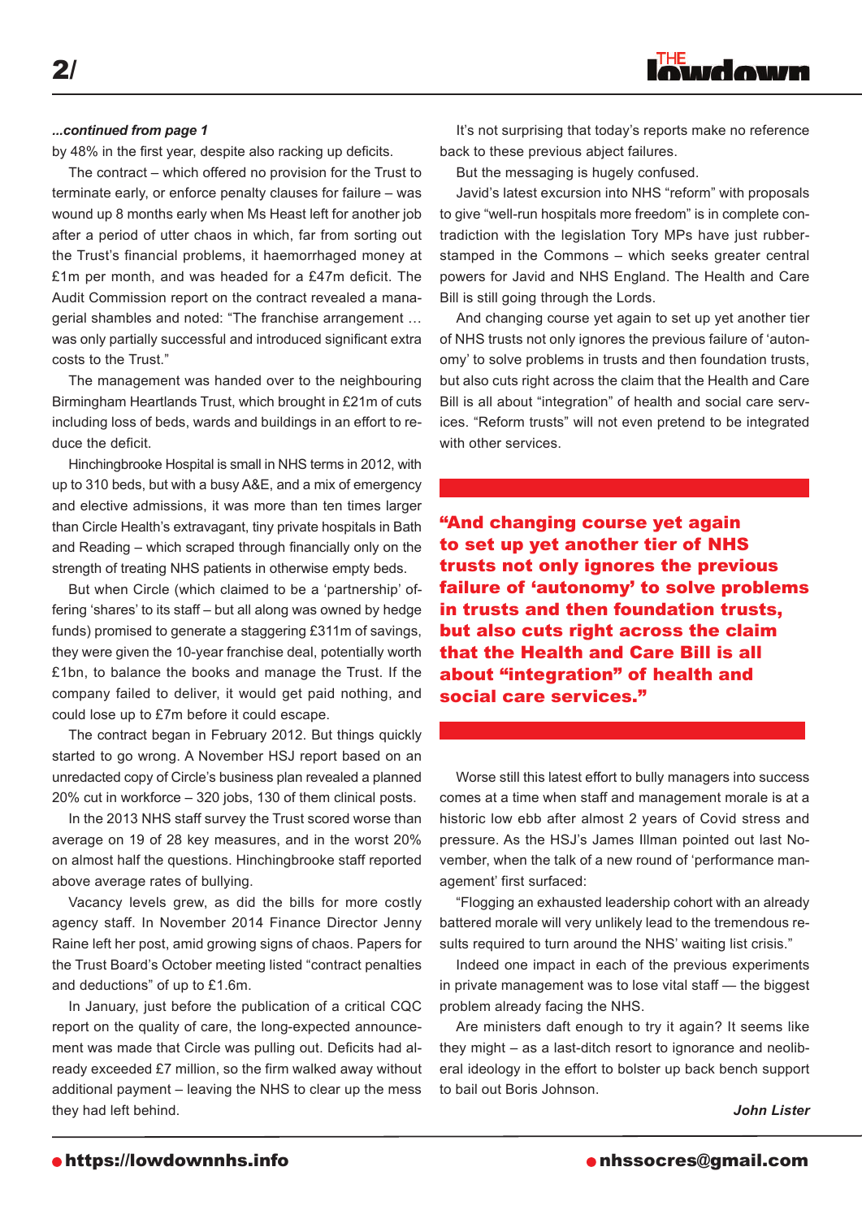*...continued from page 1*

by 48% in the first year, despite also racking up deficits.

The contract – which offered no provision for the Trust to terminate early, or enforce penalty clauses for failure – was wound up 8 months early when Ms Heast left for another job after a period of utter chaos in which, far from sorting out the Trust's financial problems, it haemorrhaged money at £1m per month, and was headed for a £47m deficit. The Audit Commission report on the contract revealed a managerial shambles and noted: "The franchise arrangement … was only partially successful and introduced significant extra costs to the Trust."

The management was handed over to the neighbouring Birmingham Heartlands Trust, which brought in £21m of cuts including loss of beds, wards and buildings in an effort to reduce the deficit.

Hinchingbrooke Hospital is small in NHS terms in 2012, with up to 310 beds, but with a busy A&E, and a mix of emergency and elective admissions, it was more than ten times larger than Circle Health's extravagant, tiny private hospitals in Bath and Reading – which scraped through financially only on the strength of treating NHS patients in otherwise empty beds.

But when Circle (which claimed to be a 'partnership' offering 'shares' to its staff – but all along was owned by hedge funds) promised to generate a staggering £311m of savings, they were given the 10-year franchise deal, potentially worth £1bn, to balance the books and manage the Trust. If the company failed to deliver, it would get paid nothing, and could lose up to £7m before it could escape.

The contract began in February 2012. But things quickly started to go wrong. A November HSJ report based on an unredacted copy of Circle's business plan revealed a planned 20% cut in workforce – 320 jobs, 130 of them clinical posts.

In the 2013 NHS staff survey the Trust scored worse than average on 19 of 28 key measures, and in the worst 20% on almost half the questions. Hinchingbrooke staff reported above average rates of bullying.

Vacancy levels grew, as did the bills for more costly agency staff. In November 2014 Finance Director Jenny Raine left her post, amid growing signs of chaos. Papers for the Trust Board's October meeting listed "contract penalties and deductions" of up to £1.6m.

In January, just before the publication of a critical CQC report on the quality of care, the long-expected announcement was made that Circle was pulling out. Deficits had already exceeded £7 million, so the firm walked away without additional payment – leaving the NHS to clear up the mess they had left behind.

It's not surprising that today's reports make no reference back to these previous abject failures.

But the messaging is hugely confused.

Javid's latest excursion into NHS "reform" with proposals to give "well-run hospitals more freedom" is in complete contradiction with the legislation Tory MPs have just rubber-stamped in the Commons – which seeks greater central powers for Javid and NHS England. The Health and Care Bill is still going through the Lords.

And changing course yet again to set up yet another tier of NHS trusts not only ignores the previous failure of 'autonomy' to solve problems in trusts and then foundation trusts, but also cuts right across the claim that the Health and Care Bill is all about "integration" of health and social care services. "Reform trusts" will not even pretend to be integrated with other services.

> **"And changing course yet again to set up yet another tier of NHS trusts not only ignores the previous failure of 'autonomy' to solve problems in trusts and then foundation trusts, but also cuts right across the claim that the Health and Care Bill is all about "integration" of health and social care services."**

Worse still this latest effort to bully managers into success comes at a time when staff and management morale is at a historic low ebb after almost 2 years of Covid stress and pressure. As the HSJ's James Illman pointed out last November, when the talk of a new round of 'performance management' first surfaced:

"Flogging an exhausted leadership cohort with an already battered morale will very unlikely lead to the tremendous results required to turn around the NHS' waiting list crisis."

Indeed one impact in each of the previous experiments in private management was to lose vital staff — the biggest problem already facing the NHS.

Are ministers daft enough to try it again? It seems like they might – as a last-ditch resort to ignorance and neoliberal ideology in the effort to bolster up back bench support to bail out Boris Johnson.

***John Lister***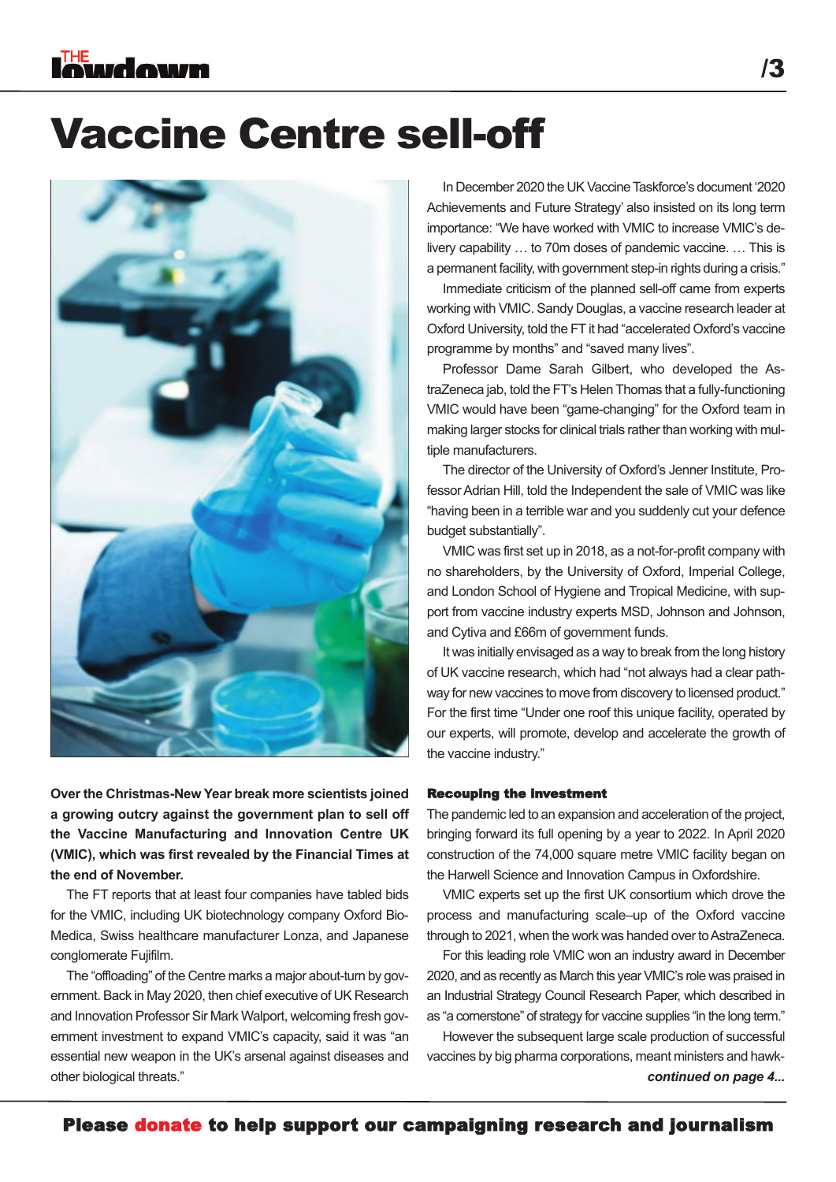# Vaccine Centre sell-off

**Over the Christmas-New Year break more scientists joined a growing outcry against the government plan to sell off the Vaccine Manufacturing and Innovation Centre UK (VMIC), which was first revealed by the Financial Times at the end of November.**

The FT reports that at least four companies have tabled bids for the VMIC, including UK biotechnology company Oxford Bio-Medica, Swiss healthcare manufacturer Lonza, and Japanese conglomerate Fujifilm.

The "offloading" of the Centre marks a major about-turn by government. Back in May 2020, then chief executive of UK Research and Innovation Professor Sir Mark Walport, welcoming fresh government investment to expand VMIC's capacity, said it was "an essential new weapon in the UK's arsenal against diseases and other biological threats."

In December 2020 the UK Vaccine Taskforce's document '2020 Achievements and Future Strategy' also insisted on its long term importance: "We have worked with VMIC to increase VMIC's delivery capability … to 70m doses of pandemic vaccine. … This is a permanent facility, with government step-in rights during a crisis."

Immediate criticism of the planned sell-off came from experts working with VMIC. Sandy Douglas, a vaccine research leader at Oxford University, told the FT it had "accelerated Oxford's vaccine programme by months" and "saved many lives".

Professor Dame Sarah Gilbert, who developed the AstraZeneca jab, told the FT's Helen Thomas that a fully-functioning VMIC would have been "game-changing" for the Oxford team in making larger stocks for clinical trials rather than working with multiple manufacturers.

The director of the University of Oxford's Jenner Institute, Professor Adrian Hill, told the Independent the sale of VMIC was like "having been in a terrible war and you suddenly cut your defence budget substantially".

VMIC was first set up in 2018, as a not-for-profit company with no shareholders, by the University of Oxford, Imperial College, and London School of Hygiene and Tropical Medicine, with support from vaccine industry experts MSD, Johnson and Johnson, and Cytiva and £66m of government funds.

It was initially envisaged as a way to break from the long history of UK vaccine research, which had "not always had a clear pathway for new vaccines to move from discovery to licensed product." For the first time "Under one roof this unique facility, operated by our experts, will promote, develop and accelerate the growth of the vaccine industry."

### Recouping the investment

The pandemic led to an expansion and acceleration of the project, bringing forward its full opening by a year to 2022. In April 2020 construction of the 74,000 square metre VMIC facility began on the Harwell Science and Innovation Campus in Oxfordshire.

VMIC experts set up the first UK consortium which drove the process and manufacturing scale–up of the Oxford vaccine through to 2021, when the work was handed over to AstraZeneca.

For this leading role VMIC won an industry award in December 2020, and as recently as March this year VMIC's role was praised in an Industrial Strategy Council Research Paper, which described in as "a cornerstone" of strategy for vaccine supplies "in the long term."

However the subsequent large scale production of successful vaccines by big pharma corporations, meant ministers and hawk-

***continued on page 4...***

**Please donate to help support our campaigning research and journalism**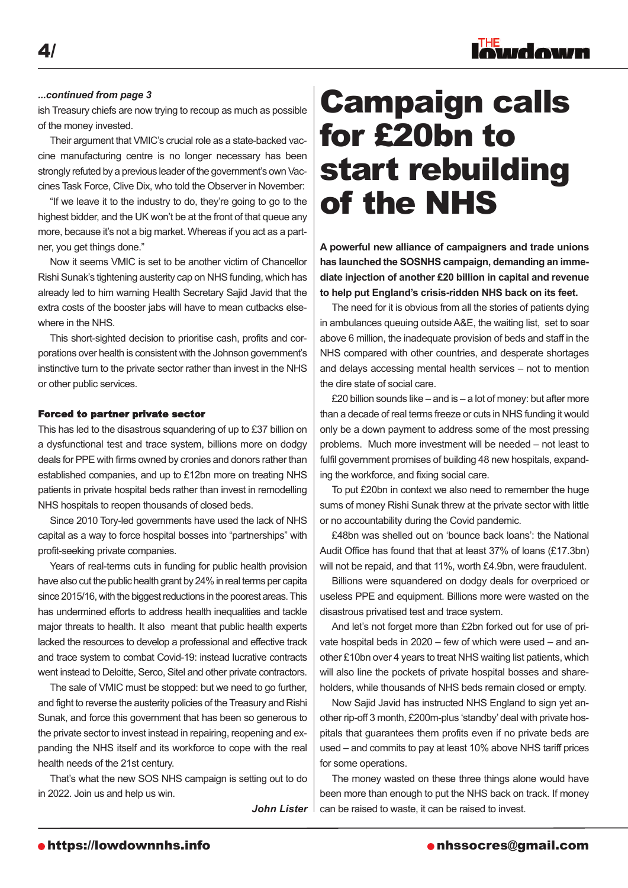*...continued from page 3*

ish Treasury chiefs are now trying to recoup as much as possible of the money invested.

Their argument that VMIC's crucial role as a state-backed vaccine manufacturing centre is no longer necessary has been strongly refuted by a previous leader of the government's own Vaccines Task Force, Clive Dix, who told the Observer in November:

"If we leave it to the industry to do, they're going to go to the highest bidder, and the UK won't be at the front of that queue any more, because it's not a big market. Whereas if you act as a partner, you get things done."

Now it seems VMIC is set to be another victim of Chancellor Rishi Sunak's tightening austerity cap on NHS funding, which has already led to him warning Health Secretary Sajid Javid that the extra costs of the booster jabs will have to mean cutbacks elsewhere in the NHS.

This short-sighted decision to prioritise cash, profits and corporations over health is consistent with the Johnson government's instinctive turn to the private sector rather than invest in the NHS or other public services.

### Forced to partner private sector

This has led to the disastrous squandering of up to £37 billion on a dysfunctional test and trace system, billions more on dodgy deals for PPE with firms owned by cronies and donors rather than established companies, and up to £12bn more on treating NHS patients in private hospital beds rather than invest in remodelling NHS hospitals to reopen thousands of closed beds.

Since 2010 Tory-led governments have used the lack of NHS capital as a way to force hospital bosses into "partnerships" with profit-seeking private companies.

Years of real-terms cuts in funding for public health provision have also cut the public health grant by 24% in real terms per capita since 2015/16, with the biggest reductions in the poorest areas. This has undermined efforts to address health inequalities and tackle major threats to health. It also meant that public health experts lacked the resources to develop a professional and effective track and trace system to combat Covid-19: instead lucrative contracts went instead to Deloitte, Serco, Sitel and other private contractors.

The sale of VMIC must be stopped: but we need to go further, and fight to reverse the austerity policies of the Treasury and Rishi Sunak, and force this government that has been so generous to the private sector to invest instead in repairing, reopening and expanding the NHS itself and its workforce to cope with the real health needs of the 21st century.

That's what the new SOS NHS campaign is setting out to do in 2022. Join us and help us win.

***John Lister***

# Campaign calls for £20bn to start rebuilding of the NHS

**A powerful new alliance of campaigners and trade unions has launched the SOSNHS campaign, demanding an immediate injection of another £20 billion in capital and revenue to help put England's crisis-ridden NHS back on its feet.**

The need for it is obvious from all the stories of patients dying in ambulances queuing outside A&E, the waiting list, set to soar above 6 million, the inadequate provision of beds and staff in the NHS compared with other countries, and desperate shortages and delays accessing mental health services – not to mention the dire state of social care.

£20 billion sounds like – and is – a lot of money: but after more than a decade of real terms freeze or cuts in NHS funding it would only be a down payment to address some of the most pressing problems. Much more investment will be needed – not least to fulfil government promises of building 48 new hospitals, expanding the workforce, and fixing social care.

To put £20bn in context we also need to remember the huge sums of money Rishi Sunak threw at the private sector with little or no accountability during the Covid pandemic.

£48bn was shelled out on 'bounce back loans': the National Audit Office has found that that at least 37% of loans (£17.3bn) will not be repaid, and that 11%, worth £4.9bn, were fraudulent.

Billions were squandered on dodgy deals for overpriced or useless PPE and equipment. Billions more were wasted on the disastrous privatised test and trace system.

And let's not forget more than £2bn forked out for use of private hospital beds in 2020 – few of which were used – and another £10bn over 4 years to treat NHS waiting list patients, which will also line the pockets of private hospital bosses and shareholders, while thousands of NHS beds remain closed or empty.

Now Sajid Javid has instructed NHS England to sign yet another rip-off 3 month, £200m-plus 'standby' deal with private hospitals that guarantees them profits even if no private beds are used – and commits to pay at least 10% above NHS tariff prices for some operations.

The money wasted on these three things alone would have been more than enough to put the NHS back on track. If money can be raised to waste, it can be raised to invest.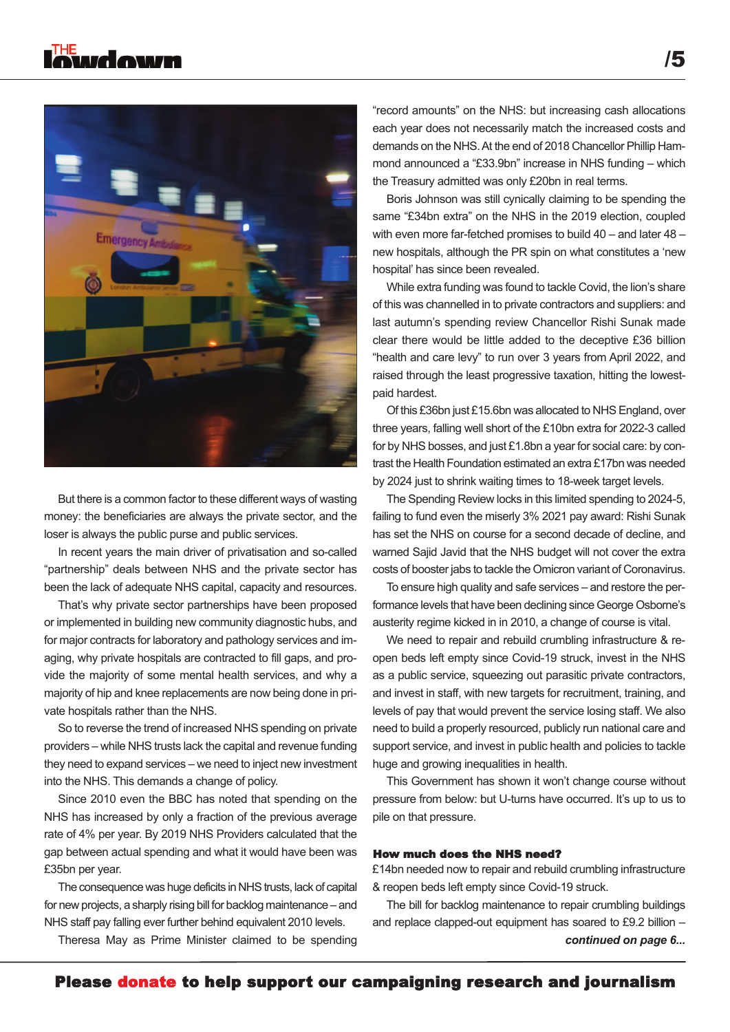But there is a common factor to these different ways of wasting money: the beneficiaries are always the private sector, and the loser is always the public purse and public services.

In recent years the main driver of privatisation and so-called "partnership" deals between NHS and the private sector has been the lack of adequate NHS capital, capacity and resources.

That's why private sector partnerships have been proposed or implemented in building new community diagnostic hubs, and for major contracts for laboratory and pathology services and imaging, why private hospitals are contracted to fill gaps, and provide the majority of some mental health services, and why a majority of hip and knee replacements are now being done in private hospitals rather than the NHS.

So to reverse the trend of increased NHS spending on private providers – while NHS trusts lack the capital and revenue funding they need to expand services – we need to inject new investment into the NHS. This demands a change of policy.

Since 2010 even the BBC has noted that spending on the NHS has increased by only a fraction of the previous average rate of 4% per year. By 2019 NHS Providers calculated that the gap between actual spending and what it would have been was £35bn per year.

The consequence was huge deficits in NHS trusts, lack of capital for new projects, a sharply rising bill for backlog maintenance – and NHS staff pay falling ever further behind equivalent 2010 levels.

Theresa May as Prime Minister claimed to be spending "record amounts" on the NHS: but increasing cash allocations each year does not necessarily match the increased costs and demands on the NHS. At the end of 2018 Chancellor Phillip Hammond announced a "£33.9bn" increase in NHS funding – which the Treasury admitted was only £20bn in real terms.

Boris Johnson was still cynically claiming to be spending the same "£34bn extra" on the NHS in the 2019 election, coupled with even more far-fetched promises to build 40 – and later 48 – new hospitals, although the PR spin on what constitutes a 'new hospital' has since been revealed.

While extra funding was found to tackle Covid, the lion's share of this was channelled in to private contractors and suppliers: and last autumn's spending review Chancellor Rishi Sunak made clear there would be little added to the deceptive £36 billion "health and care levy" to run over 3 years from April 2022, and raised through the least progressive taxation, hitting the lowest-paid hardest.

Of this £36bn just £15.6bn was allocated to NHS England, over three years, falling well short of the £10bn extra for 2022-3 called for by NHS bosses, and just £1.8bn a year for social care: by contrast the Health Foundation estimated an extra £17bn was needed by 2024 just to shrink waiting times to 18-week target levels.

The Spending Review locks in this limited spending to 2024-5, failing to fund even the miserly 3% 2021 pay award: Rishi Sunak has set the NHS on course for a second decade of decline, and warned Sajid Javid that the NHS budget will not cover the extra costs of booster jabs to tackle the Omicron variant of Coronavirus.

To ensure high quality and safe services – and restore the performance levels that have been declining since George Osborne's austerity regime kicked in in 2010, a change of course is vital.

We need to repair and rebuild crumbling infrastructure & reopen beds left empty since Covid-19 struck, invest in the NHS as a public service, squeezing out parasitic private contractors, and invest in staff, with new targets for recruitment, training, and levels of pay that would prevent the service losing staff. We also need to build a properly resourced, publicly run national care and support service, and invest in public health and policies to tackle huge and growing inequalities in health.

This Government has shown it won't change course without pressure from below: but U-turns have occurred. It's up to us to pile on that pressure.

**How much does the NHS need?**

£14bn needed now to repair and rebuild crumbling infrastructure & reopen beds left empty since Covid-19 struck.

The bill for backlog maintenance to repair crumbling buildings and replace clapped-out equipment has soared to £9.2 billion –

***continued on page 6...***

**Please donate to help support our campaigning research and journalism**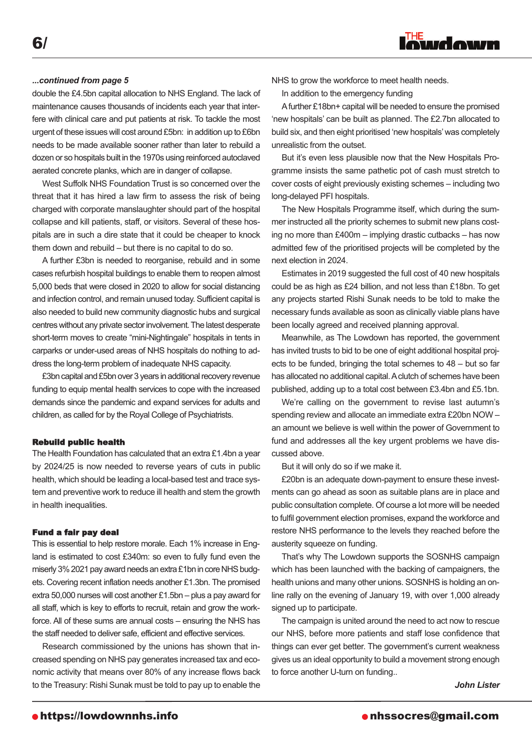*...continued from page 5*

double the £4.5bn capital allocation to NHS England. The lack of maintenance causes thousands of incidents each year that interfere with clinical care and put patients at risk. To tackle the most urgent of these issues will cost around £5bn: in addition up to £6bn needs to be made available sooner rather than later to rebuild a dozen or so hospitals built in the 1970s using reinforced autoclaved aerated concrete planks, which are in danger of collapse.

West Suffolk NHS Foundation Trust is so concerned over the threat that it has hired a law firm to assess the risk of being charged with corporate manslaughter should part of the hospital collapse and kill patients, staff, or visitors. Several of these hospitals are in such a dire state that it could be cheaper to knock them down and rebuild – but there is no capital to do so.

A further £3bn is needed to reorganise, rebuild and in some cases refurbish hospital buildings to enable them to reopen almost 5,000 beds that were closed in 2020 to allow for social distancing and infection control, and remain unused today. Sufficient capital is also needed to build new community diagnostic hubs and surgical centres without any private sector involvement. The latest desperate short-term moves to create "mini-Nightingale" hospitals in tents in carparks or under-used areas of NHS hospitals do nothing to address the long-term problem of inadequate NHS capacity.

£3bn capital and £5bn over 3 years in additional recovery revenue funding to equip mental health services to cope with the increased demands since the pandemic and expand services for adults and children, as called for by the Royal College of Psychiatrists.

**Rebuild public health**

The Health Foundation has calculated that an extra £1.4bn a year by 2024/25 is now needed to reverse years of cuts in public health, which should be leading a local-based test and trace system and preventive work to reduce ill health and stem the growth in health inequalities.

**Fund a fair pay deal**

This is essential to help restore morale. Each 1% increase in England is estimated to cost £340m: so even to fully fund even the miserly 3% 2021 pay award needs an extra £1bn in core NHS budgets. Covering recent inflation needs another £1.3bn. The promised extra 50,000 nurses will cost another £1.5bn – plus a pay award for all staff, which is key to efforts to recruit, retain and grow the workforce. All of these sums are annual costs – ensuring the NHS has the staff needed to deliver safe, efficient and effective services.

Research commissioned by the unions has shown that increased spending on NHS pay generates increased tax and economic activity that means over 80% of any increase flows back to the Treasury: Rishi Sunak must be told to pay up to enable the NHS to grow the workforce to meet health needs.

In addition to the emergency funding

A further £18bn+ capital will be needed to ensure the promised 'new hospitals' can be built as planned. The £2.7bn allocated to build six, and then eight prioritised 'new hospitals' was completely unrealistic from the outset.

But it's even less plausible now that the New Hospitals Programme insists the same pathetic pot of cash must stretch to cover costs of eight previously existing schemes – including two long-delayed PFI hospitals.

The New Hospitals Programme itself, which during the summer instructed all the priority schemes to submit new plans costing no more than £400m – implying drastic cutbacks – has now admitted few of the prioritised projects will be completed by the next election in 2024.

Estimates in 2019 suggested the full cost of 40 new hospitals could be as high as £24 billion, and not less than £18bn. To get any projects started Rishi Sunak needs to be told to make the necessary funds available as soon as clinically viable plans have been locally agreed and received planning approval.

Meanwhile, as The Lowdown has reported, the government has invited trusts to bid to be one of eight additional hospital projects to be funded, bringing the total schemes to 48 – but so far has allocated no additional capital. A clutch of schemes have been published, adding up to a total cost between £3.4bn and £5.1bn.

We're calling on the government to revise last autumn's spending review and allocate an immediate extra £20bn NOW – an amount we believe is well within the power of Government to fund and addresses all the key urgent problems we have discussed above.

But it will only do so if we make it.

£20bn is an adequate down-payment to ensure these investments can go ahead as soon as suitable plans are in place and public consultation complete. Of course a lot more will be needed to fulfil government election promises, expand the workforce and restore NHS performance to the levels they reached before the austerity squeeze on funding.

That's why The Lowdown supports the SOSNHS campaign which has been launched with the backing of campaigners, the health unions and many other unions. SOSNHS is holding an online rally on the evening of January 19, with over 1,000 already signed up to participate.

The campaign is united around the need to act now to rescue our NHS, before more patients and staff lose confidence that things can ever get better. The government's current weakness gives us an ideal opportunity to build a movement strong enough to force another U-turn on funding..

***John Lister***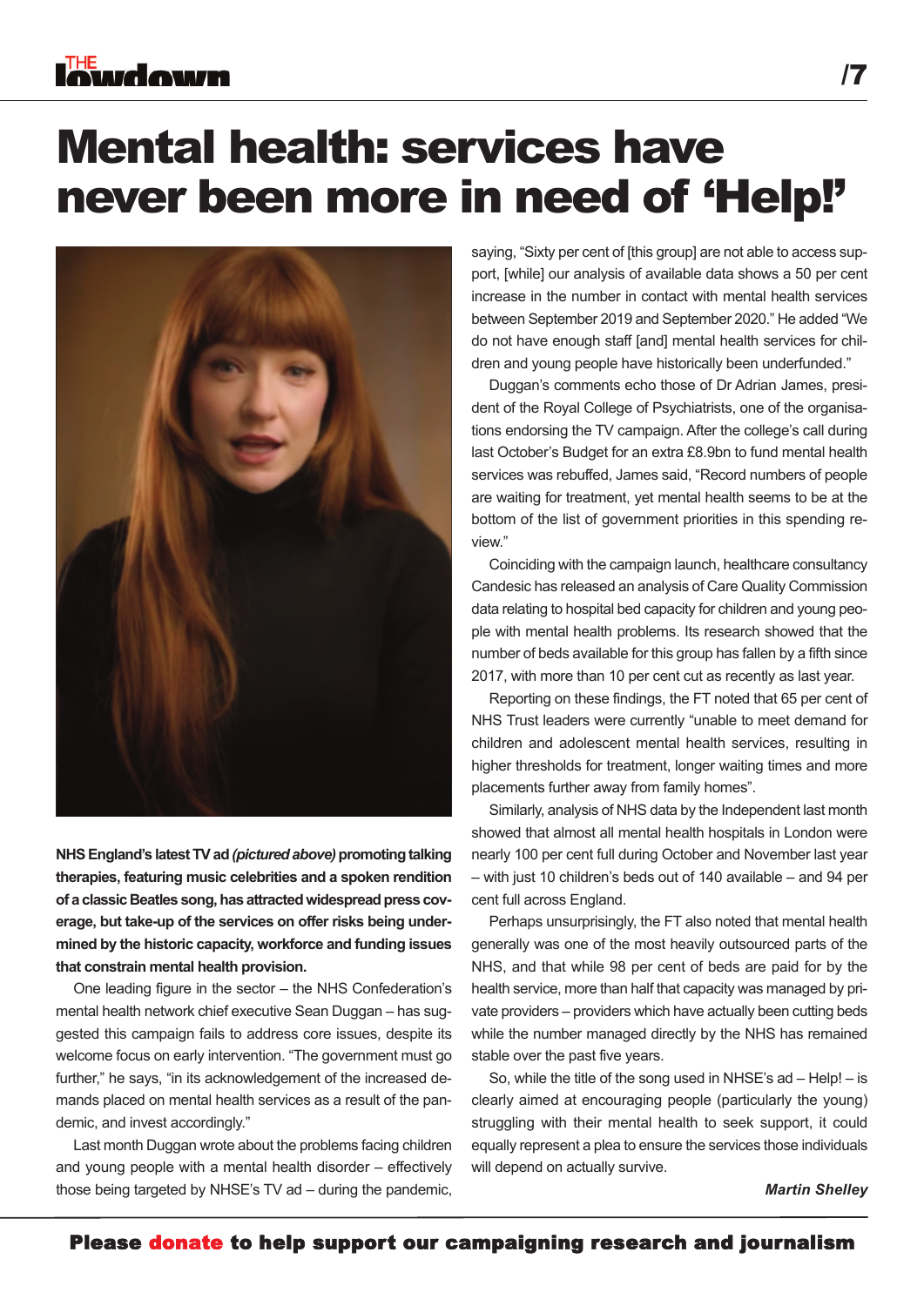# Mental health: services have never been more in need of 'Help!'

**NHS England's latest TV ad *(pictured above)* promoting talking therapies, featuring music celebrities and a spoken rendition of a classic Beatles song, has attracted widespread press coverage, but take-up of the services on offer risks being undermined by the historic capacity, workforce and funding issues that constrain mental health provision.**

One leading figure in the sector – the NHS Confederation's mental health network chief executive Sean Duggan – has suggested this campaign fails to address core issues, despite its welcome focus on early intervention. "The government must go further," he says, "in its acknowledgement of the increased demands placed on mental health services as a result of the pandemic, and invest accordingly."

Last month Duggan wrote about the problems facing children and young people with a mental health disorder – effectively those being targeted by NHSE's TV ad – during the pandemic, saying, "Sixty per cent of [this group] are not able to access support, [while] our analysis of available data shows a 50 per cent increase in the number in contact with mental health services between September 2019 and September 2020." He added "We do not have enough staff [and] mental health services for children and young people have historically been underfunded."

Duggan's comments echo those of Dr Adrian James, president of the Royal College of Psychiatrists, one of the organisations endorsing the TV campaign. After the college's call during last October's Budget for an extra £8.9bn to fund mental health services was rebuffed, James said, "Record numbers of people are waiting for treatment, yet mental health seems to be at the bottom of the list of government priorities in this spending review."

Coinciding with the campaign launch, healthcare consultancy Candesic has released an analysis of Care Quality Commission data relating to hospital bed capacity for children and young people with mental health problems. Its research showed that the number of beds available for this group has fallen by a fifth since 2017, with more than 10 per cent cut as recently as last year.

Reporting on these findings, the FT noted that 65 per cent of NHS Trust leaders were currently "unable to meet demand for children and adolescent mental health services, resulting in higher thresholds for treatment, longer waiting times and more placements further away from family homes".

Similarly, analysis of NHS data by the Independent last month showed that almost all mental health hospitals in London were nearly 100 per cent full during October and November last year – with just 10 children's beds out of 140 available – and 94 per cent full across England.

Perhaps unsurprisingly, the FT also noted that mental health generally was one of the most heavily outsourced parts of the NHS, and that while 98 per cent of beds are paid for by the health service, more than half that capacity was managed by private providers – providers which have actually been cutting beds while the number managed directly by the NHS has remained stable over the past five years.

So, while the title of the song used in NHSE's ad – Help! – is clearly aimed at encouraging people (particularly the young) struggling with their mental health to seek support, it could equally represent a plea to ensure the services those individuals will depend on actually survive.

***Martin Shelley***

**Please donate to help support our campaigning research and journalism**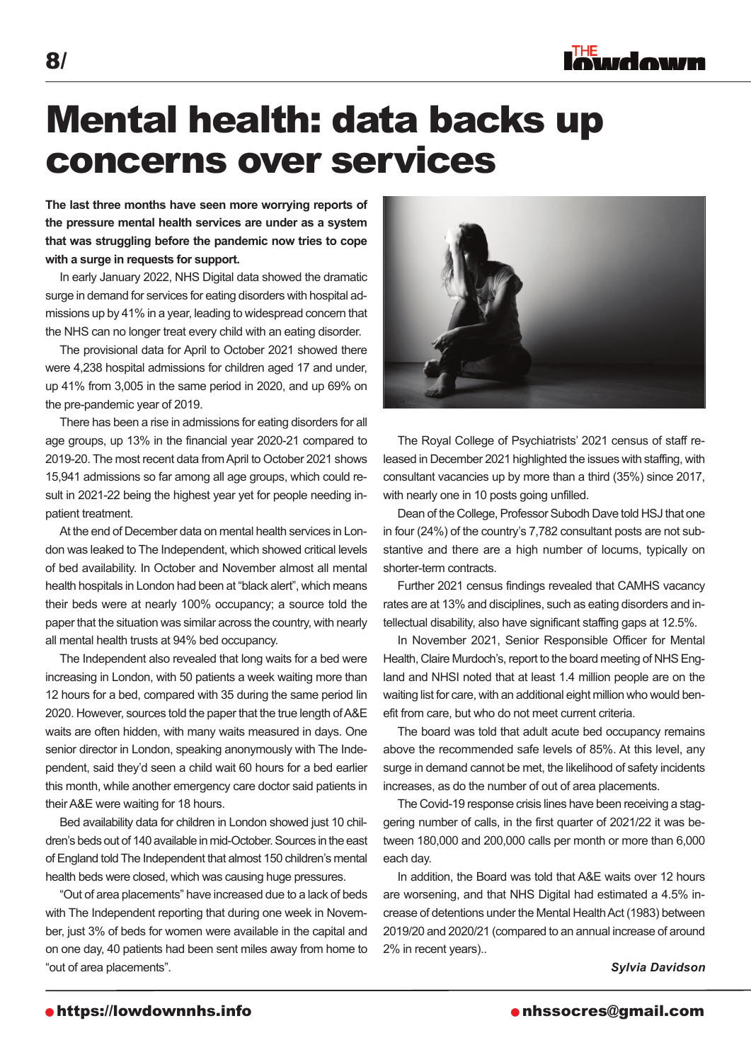# Mental health: data backs up concerns over services

**The last three months have seen more worrying reports of the pressure mental health services are under as a system that was struggling before the pandemic now tries to cope with a surge in requests for support.**

In early January 2022, NHS Digital data showed the dramatic surge in demand for services for eating disorders with hospital admissions up by 41% in a year, leading to widespread concern that the NHS can no longer treat every child with an eating disorder.

The provisional data for April to October 2021 showed there were 4,238 hospital admissions for children aged 17 and under, up 41% from 3,005 in the same period in 2020, and up 69% on the pre-pandemic year of 2019.

There has been a rise in admissions for eating disorders for all age groups, up 13% in the financial year 2020-21 compared to 2019-20. The most recent data from April to October 2021 shows 15,941 admissions so far among all age groups, which could result in 2021-22 being the highest year yet for people needing in-patient treatment.

At the end of December data on mental health services in London was leaked to The Independent, which showed critical levels of bed availability. In October and November almost all mental health hospitals in London had been at "black alert", which means their beds were at nearly 100% occupancy; a source told the paper that the situation was similar across the country, with nearly all mental health trusts at 94% bed occupancy.

The Independent also revealed that long waits for a bed were increasing in London, with 50 patients a week waiting more than 12 hours for a bed, compared with 35 during the same period lin 2020. However, sources told the paper that the true length of A&E waits are often hidden, with many waits measured in days. One senior director in London, speaking anonymously with The Independent, said they'd seen a child wait 60 hours for a bed earlier this month, while another emergency care doctor said patients in their A&E were waiting for 18 hours.

Bed availability data for children in London showed just 10 children's beds out of 140 available in mid-October. Sources in the east of England told The Independent that almost 150 children's mental health beds were closed, which was causing huge pressures.

"Out of area placements" have increased due to a lack of beds with The Independent reporting that during one week in November, just 3% of beds for women were available in the capital and on one day, 40 patients had been sent miles away from home to "out of area placements".

The Royal College of Psychiatrists' 2021 census of staff released in December 2021 highlighted the issues with staffing, with consultant vacancies up by more than a third (35%) since 2017, with nearly one in 10 posts going unfilled.

Dean of the College, Professor Subodh Dave told HSJ that one in four (24%) of the country's 7,782 consultant posts are not substantive and there are a high number of locums, typically on shorter-term contracts.

Further 2021 census findings revealed that CAMHS vacancy rates are at 13% and disciplines, such as eating disorders and intellectual disability, also have significant staffing gaps at 12.5%.

In November 2021, Senior Responsible Officer for Mental Health, Claire Murdoch's, report to the board meeting of NHS England and NHSI noted that at least 1.4 million people are on the waiting list for care, with an additional eight million who would benefit from care, but who do not meet current criteria.

The board was told that adult acute bed occupancy remains above the recommended safe levels of 85%. At this level, any surge in demand cannot be met, the likelihood of safety incidents increases, as do the number of out of area placements.

The Covid-19 response crisis lines have been receiving a staggering number of calls, in the first quarter of 2021/22 it was between 180,000 and 200,000 calls per month or more than 6,000 each day.

In addition, the Board was told that A&E waits over 12 hours are worsening, and that NHS Digital had estimated a 4.5% increase of detentions under the Mental Health Act (1983) between 2019/20 and 2020/21 (compared to an annual increase of around 2% in recent years)..

***Sylvia Davidson***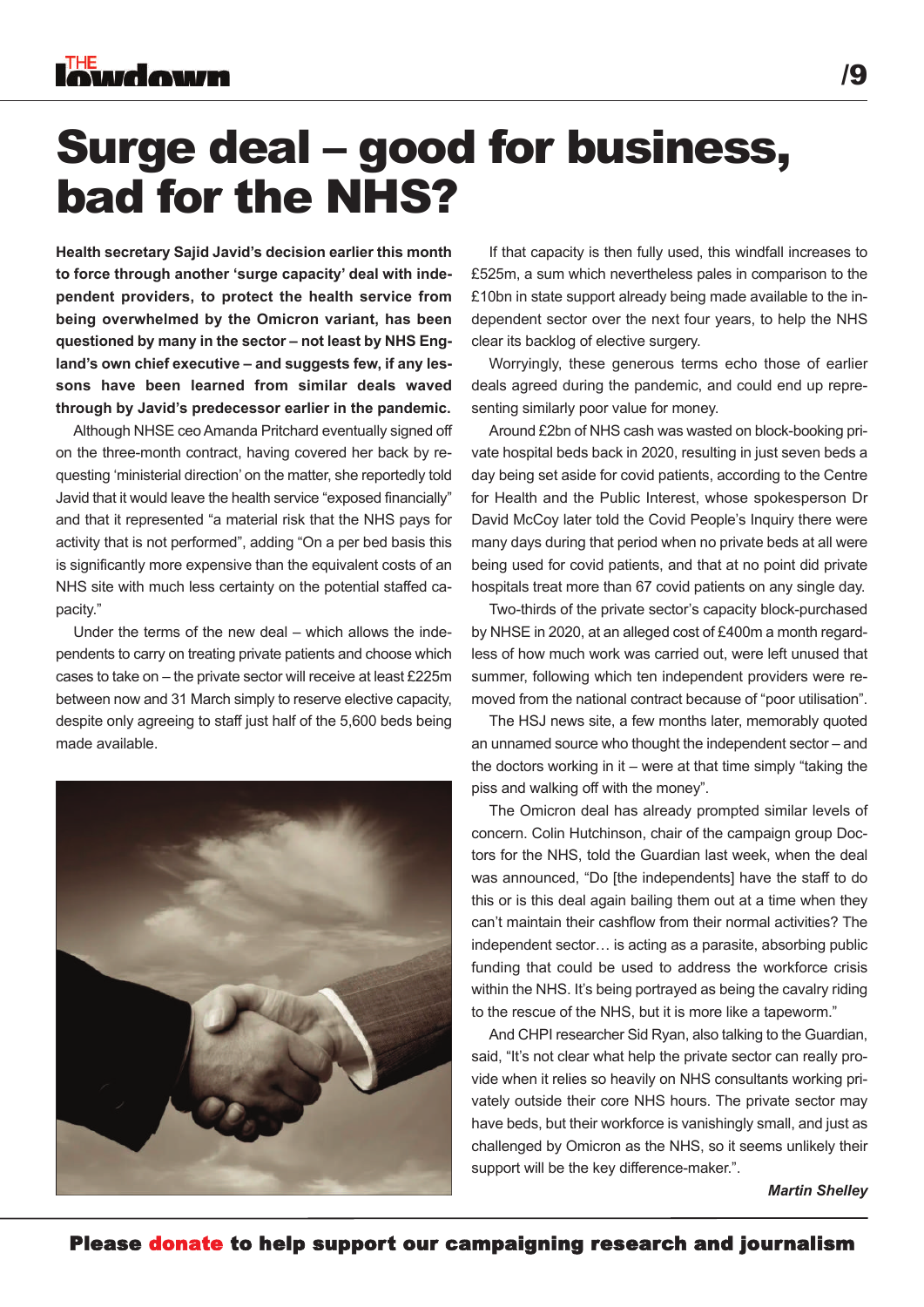# Surge deal – good for business, bad for the NHS?

**Health secretary Sajid Javid's decision earlier this month to force through another 'surge capacity' deal with independent providers, to protect the health service from being overwhelmed by the Omicron variant, has been questioned by many in the sector – not least by NHS England's own chief executive – and suggests few, if any lessons have been learned from similar deals waved through by Javid's predecessor earlier in the pandemic.**

Although NHSE ceo Amanda Pritchard eventually signed off on the three-month contract, having covered her back by requesting 'ministerial direction' on the matter, she reportedly told Javid that it would leave the health service "exposed financially" and that it represented "a material risk that the NHS pays for activity that is not performed", adding "On a per bed basis this is significantly more expensive than the equivalent costs of an NHS site with much less certainty on the potential staffed capacity."

Under the terms of the new deal – which allows the independents to carry on treating private patients and choose which cases to take on – the private sector will receive at least £225m between now and 31 March simply to reserve elective capacity, despite only agreeing to staff just half of the 5,600 beds being made available.

If that capacity is then fully used, this windfall increases to £525m, a sum which nevertheless pales in comparison to the £10bn in state support already being made available to the independent sector over the next four years, to help the NHS clear its backlog of elective surgery.

Worryingly, these generous terms echo those of earlier deals agreed during the pandemic, and could end up representing similarly poor value for money.

Around £2bn of NHS cash was wasted on block-booking private hospital beds back in 2020, resulting in just seven beds a day being set aside for covid patients, according to the Centre for Health and the Public Interest, whose spokesperson Dr David McCoy later told the Covid People's Inquiry there were many days during that period when no private beds at all were being used for covid patients, and that at no point did private hospitals treat more than 67 covid patients on any single day.

Two-thirds of the private sector's capacity block-purchased by NHSE in 2020, at an alleged cost of £400m a month regardless of how much work was carried out, were left unused that summer, following which ten independent providers were removed from the national contract because of "poor utilisation".

The HSJ news site, a few months later, memorably quoted an unnamed source who thought the independent sector – and the doctors working in it – were at that time simply "taking the piss and walking off with the money".

The Omicron deal has already prompted similar levels of concern. Colin Hutchinson, chair of the campaign group Doctors for the NHS, told the Guardian last week, when the deal was announced, "Do [the independents] have the staff to do this or is this deal again bailing them out at a time when they can't maintain their cashflow from their normal activities? The independent sector… is acting as a parasite, absorbing public funding that could be used to address the workforce crisis within the NHS. It's being portrayed as being the cavalry riding to the rescue of the NHS, but it is more like a tapeworm."

And CHPI researcher Sid Ryan, also talking to the Guardian, said, "It's not clear what help the private sector can really provide when it relies so heavily on NHS consultants working privately outside their core NHS hours. The private sector may have beds, but their workforce is vanishingly small, and just as challenged by Omicron as the NHS, so it seems unlikely their support will be the key difference-maker.".

***Martin Shelley***

**Please donate to help support our campaigning research and journalism**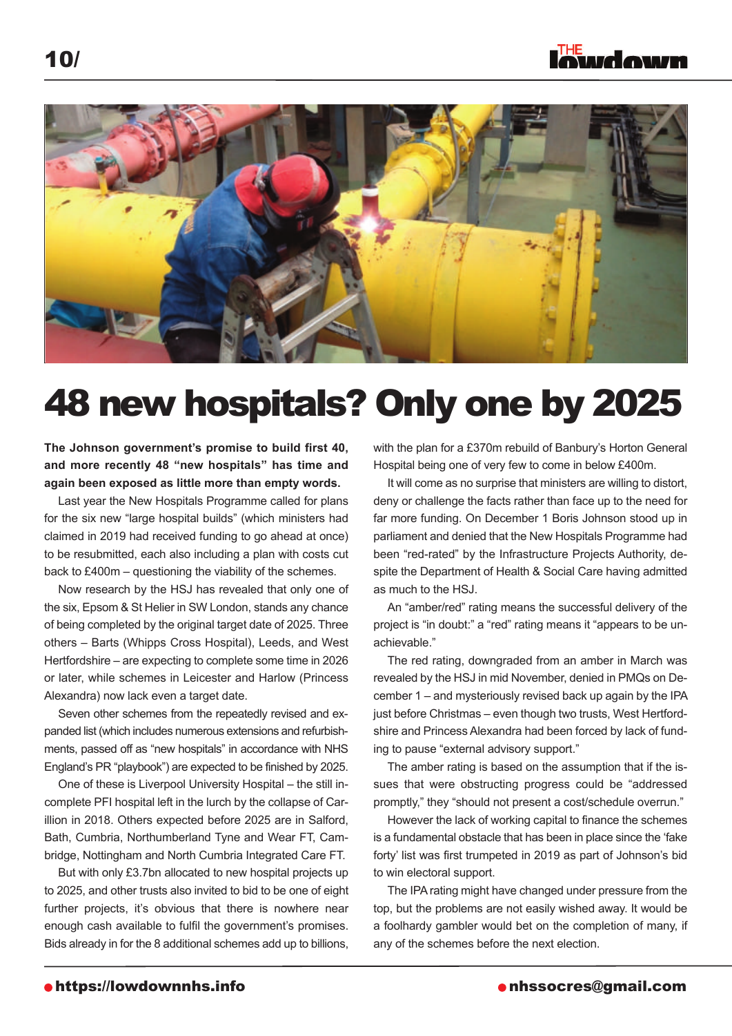# 48 new hospitals? Only one by 2025

**The Johnson government's promise to build first 40, and more recently 48 "new hospitals" has time and again been exposed as little more than empty words.**

Last year the New Hospitals Programme called for plans for the six new "large hospital builds" (which ministers had claimed in 2019 had received funding to go ahead at once) to be resubmitted, each also including a plan with costs cut back to £400m – questioning the viability of the schemes.

Now research by the HSJ has revealed that only one of the six, Epsom & St Helier in SW London, stands any chance of being completed by the original target date of 2025. Three others – Barts (Whipps Cross Hospital), Leeds, and West Hertfordshire – are expecting to complete some time in 2026 or later, while schemes in Leicester and Harlow (Princess Alexandra) now lack even a target date.

Seven other schemes from the repeatedly revised and expanded list (which includes numerous extensions and refurbishments, passed off as "new hospitals" in accordance with NHS England's PR "playbook") are expected to be finished by 2025.

One of these is Liverpool University Hospital – the still incomplete PFI hospital left in the lurch by the collapse of Carillion in 2018. Others expected before 2025 are in Salford, Bath, Cumbria, Northumberland Tyne and Wear FT, Cambridge, Nottingham and North Cumbria Integrated Care FT.

But with only £3.7bn allocated to new hospital projects up to 2025, and other trusts also invited to bid to be one of eight further projects, it's obvious that there is nowhere near enough cash available to fulfil the government's promises. Bids already in for the 8 additional schemes add up to billions, with the plan for a £370m rebuild of Banbury's Horton General Hospital being one of very few to come in below £400m.

It will come as no surprise that ministers are willing to distort, deny or challenge the facts rather than face up to the need for far more funding. On December 1 Boris Johnson stood up in parliament and denied that the New Hospitals Programme had been "red-rated" by the Infrastructure Projects Authority, despite the Department of Health & Social Care having admitted as much to the HSJ.

An "amber/red" rating means the successful delivery of the project is "in doubt:" a "red" rating means it "appears to be unachievable."

The red rating, downgraded from an amber in March was revealed by the HSJ in mid November, denied in PMQs on December 1 – and mysteriously revised back up again by the IPA just before Christmas – even though two trusts, West Hertfordshire and Princess Alexandra had been forced by lack of funding to pause "external advisory support."

The amber rating is based on the assumption that if the issues that were obstructing progress could be "addressed promptly," they "should not present a cost/schedule overrun."

However the lack of working capital to finance the schemes is a fundamental obstacle that has been in place since the 'fake forty' list was first trumpeted in 2019 as part of Johnson's bid to win electoral support.

The IPA rating might have changed under pressure from the top, but the problems are not easily wished away. It would be a foolhardy gambler would bet on the completion of many, if any of the schemes before the next election.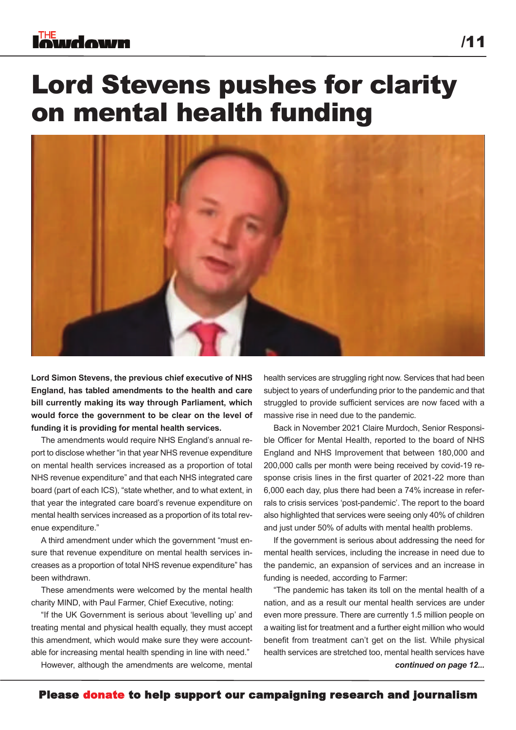# Lord Stevens pushes for clarity on mental health funding

**Lord Simon Stevens, the previous chief executive of NHS England, has tabled amendments to the health and care bill currently making its way through Parliament, which would force the government to be clear on the level of funding it is providing for mental health services.**

The amendments would require NHS England's annual report to disclose whether "in that year NHS revenue expenditure on mental health services increased as a proportion of total NHS revenue expenditure" and that each NHS integrated care board (part of each ICS), "state whether, and to what extent, in that year the integrated care board's revenue expenditure on mental health services increased as a proportion of its total revenue expenditure."

A third amendment under which the government "must ensure that revenue expenditure on mental health services increases as a proportion of total NHS revenue expenditure" has been withdrawn.

These amendments were welcomed by the mental health charity MIND, with Paul Farmer, Chief Executive, noting:

"If the UK Government is serious about 'levelling up' and treating mental and physical health equally, they must accept this amendment, which would make sure they were accountable for increasing mental health spending in line with need."

However, although the amendments are welcome, mental health services are struggling right now. Services that had been subject to years of underfunding prior to the pandemic and that struggled to provide sufficient services are now faced with a massive rise in need due to the pandemic.

Back in November 2021 Claire Murdoch, Senior Responsible Officer for Mental Health, reported to the board of NHS England and NHS Improvement that between 180,000 and 200,000 calls per month were being received by covid-19 response crisis lines in the first quarter of 2021-22 more than 6,000 each day, plus there had been a 74% increase in referrals to crisis services 'post-pandemic'. The report to the board also highlighted that services were seeing only 40% of children and just under 50% of adults with mental health problems.

If the government is serious about addressing the need for mental health services, including the increase in need due to the pandemic, an expansion of services and an increase in funding is needed, according to Farmer:

"The pandemic has taken its toll on the mental health of a nation, and as a result our mental health services are under even more pressure. There are currently 1.5 million people on a waiting list for treatment and a further eight million who would benefit from treatment can't get on the list. While physical health services are stretched too, mental health services have

***continued on page 12...***

**Please donate to help support our campaigning research and journalism**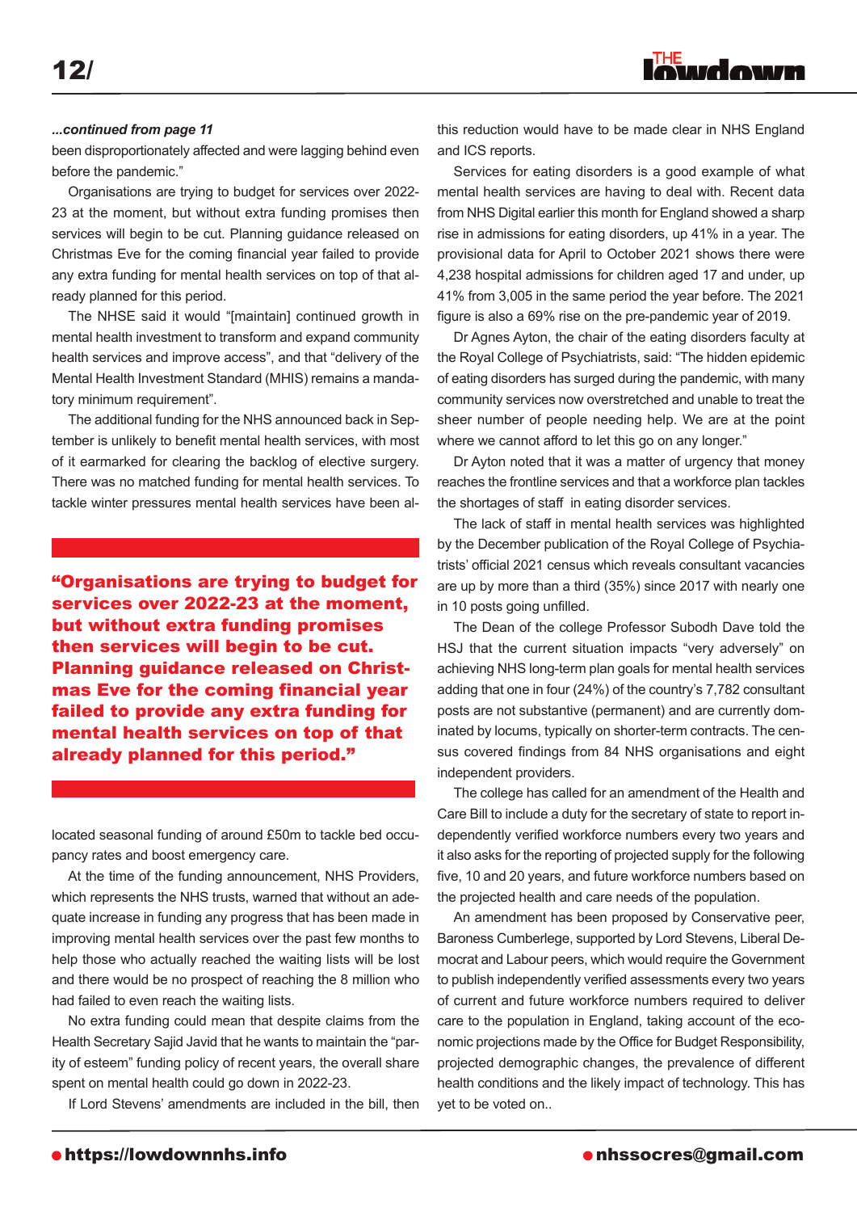*...continued from page 11*

been disproportionately affected and were lagging behind even before the pandemic."

Organisations are trying to budget for services over 2022-23 at the moment, but without extra funding promises then services will begin to be cut. Planning guidance released on Christmas Eve for the coming financial year failed to provide any extra funding for mental health services on top of that already planned for this period.

The NHSE said it would "[maintain] continued growth in mental health investment to transform and expand community health services and improve access", and that "delivery of the Mental Health Investment Standard (MHIS) remains a mandatory minimum requirement".

The additional funding for the NHS announced back in September is unlikely to benefit mental health services, with most of it earmarked for clearing the backlog of elective surgery. There was no matched funding for mental health services. To tackle winter pressures mental health services have been allocated seasonal funding of around £50m to tackle bed occupancy rates and boost emergency care.

**"Organisations are trying to budget for services over 2022-23 at the moment, but without extra funding promises then services will begin to be cut. Planning guidance released on Christmas Eve for the coming financial year failed to provide any extra funding for mental health services on top of that already planned for this period."**

At the time of the funding announcement, NHS Providers, which represents the NHS trusts, warned that without an adequate increase in funding any progress that has been made in improving mental health services over the past few months to help those who actually reached the waiting lists will be lost and there would be no prospect of reaching the 8 million who had failed to even reach the waiting lists.

No extra funding could mean that despite claims from the Health Secretary Sajid Javid that he wants to maintain the "parity of esteem" funding policy of recent years, the overall share spent on mental health could go down in 2022-23.

If Lord Stevens' amendments are included in the bill, then this reduction would have to be made clear in NHS England and ICS reports.

Services for eating disorders is a good example of what mental health services are having to deal with. Recent data from NHS Digital earlier this month for England showed a sharp rise in admissions for eating disorders, up 41% in a year. The provisional data for April to October 2021 shows there were 4,238 hospital admissions for children aged 17 and under, up 41% from 3,005 in the same period the year before. The 2021 figure is also a 69% rise on the pre-pandemic year of 2019.

Dr Agnes Ayton, the chair of the eating disorders faculty at the Royal College of Psychiatrists, said: "The hidden epidemic of eating disorders has surged during the pandemic, with many community services now overstretched and unable to treat the sheer number of people needing help. We are at the point where we cannot afford to let this go on any longer."

Dr Ayton noted that it was a matter of urgency that money reaches the frontline services and that a workforce plan tackles the shortages of staff in eating disorder services.

The lack of staff in mental health services was highlighted by the December publication of the Royal College of Psychiatrists' official 2021 census which reveals consultant vacancies are up by more than a third (35%) since 2017 with nearly one in 10 posts going unfilled.

The Dean of the college Professor Subodh Dave told the HSJ that the current situation impacts "very adversely" on achieving NHS long-term plan goals for mental health services adding that one in four (24%) of the country's 7,782 consultant posts are not substantive (permanent) and are currently dominated by locums, typically on shorter-term contracts. The census covered findings from 84 NHS organisations and eight independent providers.

The college has called for an amendment of the Health and Care Bill to include a duty for the secretary of state to report independently verified workforce numbers every two years and it also asks for the reporting of projected supply for the following five, 10 and 20 years, and future workforce numbers based on the projected health and care needs of the population.

An amendment has been proposed by Conservative peer, Baroness Cumberlege, supported by Lord Stevens, Liberal Democrat and Labour peers, which would require the Government to publish independently verified assessments every two years of current and future workforce numbers required to deliver care to the population in England, taking account of the economic projections made by the Office for Budget Responsibility, projected demographic changes, the prevalence of different health conditions and the likely impact of technology. This has yet to be voted on..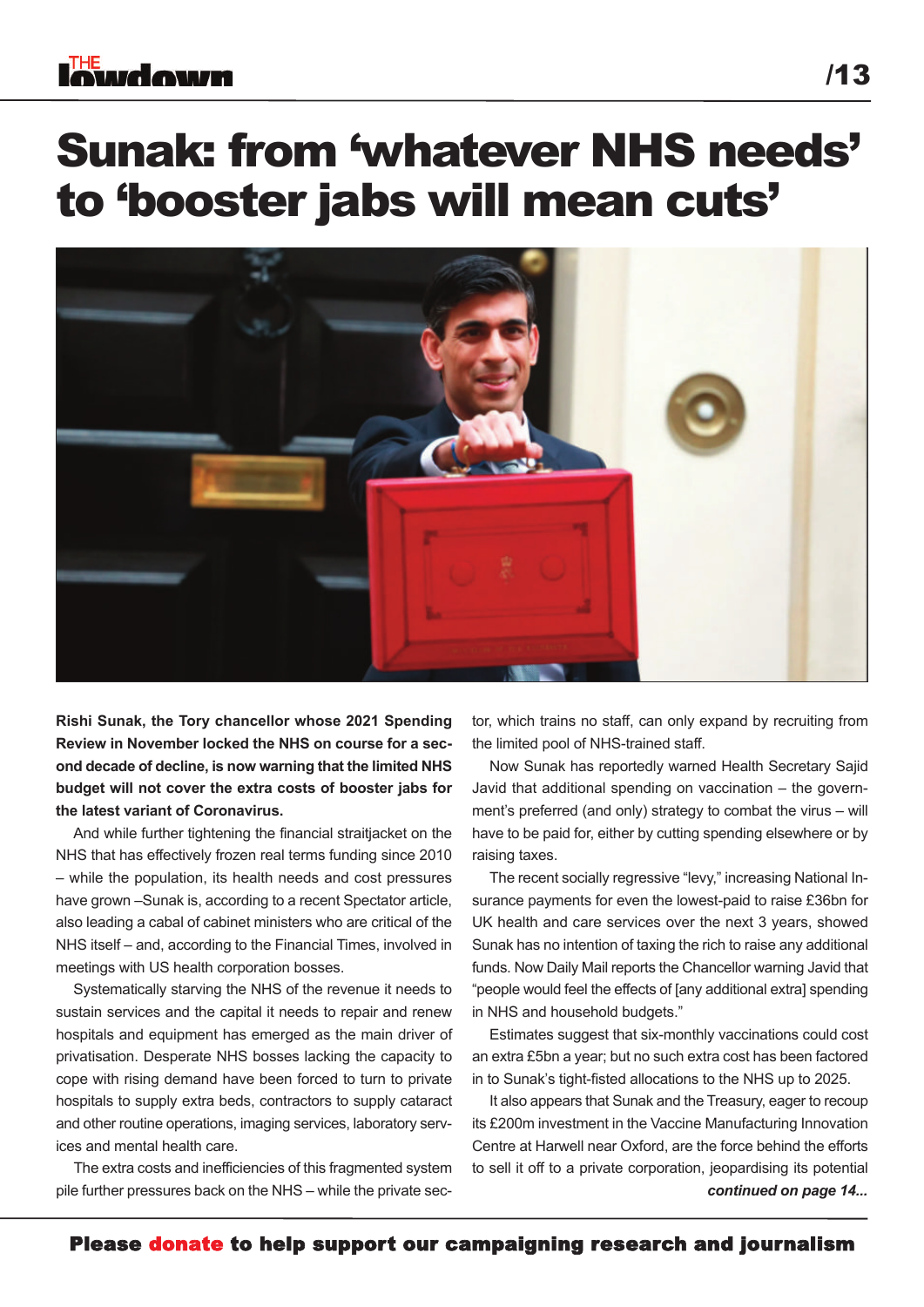# Sunak: from 'whatever NHS needs' to 'booster jabs will mean cuts'

**Rishi Sunak, the Tory chancellor whose 2021 Spending Review in November locked the NHS on course for a second decade of decline, is now warning that the limited NHS budget will not cover the extra costs of booster jabs for the latest variant of Coronavirus.**

And while further tightening the financial straitjacket on the NHS that has effectively frozen real terms funding since 2010 – while the population, its health needs and cost pressures have grown –Sunak is, according to a recent Spectator article, also leading a cabal of cabinet ministers who are critical of the NHS itself – and, according to the Financial Times, involved in meetings with US health corporation bosses.

Systematically starving the NHS of the revenue it needs to sustain services and the capital it needs to repair and renew hospitals and equipment has emerged as the main driver of privatisation. Desperate NHS bosses lacking the capacity to cope with rising demand have been forced to turn to private hospitals to supply extra beds, contractors to supply cataract and other routine operations, imaging services, laboratory services and mental health care.

The extra costs and inefficiencies of this fragmented system pile further pressures back on the NHS – while the private sector, which trains no staff, can only expand by recruiting from the limited pool of NHS-trained staff.

Now Sunak has reportedly warned Health Secretary Sajid Javid that additional spending on vaccination – the government's preferred (and only) strategy to combat the virus – will have to be paid for, either by cutting spending elsewhere or by raising taxes.

The recent socially regressive "levy," increasing National Insurance payments for even the lowest-paid to raise £36bn for UK health and care services over the next 3 years, showed Sunak has no intention of taxing the rich to raise any additional funds. Now Daily Mail reports the Chancellor warning Javid that "people would feel the effects of [any additional extra] spending in NHS and household budgets."

Estimates suggest that six-monthly vaccinations could cost an extra £5bn a year; but no such extra cost has been factored in to Sunak's tight-fisted allocations to the NHS up to 2025.

It also appears that Sunak and the Treasury, eager to recoup its £200m investment in the Vaccine Manufacturing Innovation Centre at Harwell near Oxford, are the force behind the efforts to sell it off to a private corporation, jeopardising its potential

***continued on page 14...***

**Please donate to help support our campaigning research and journalism**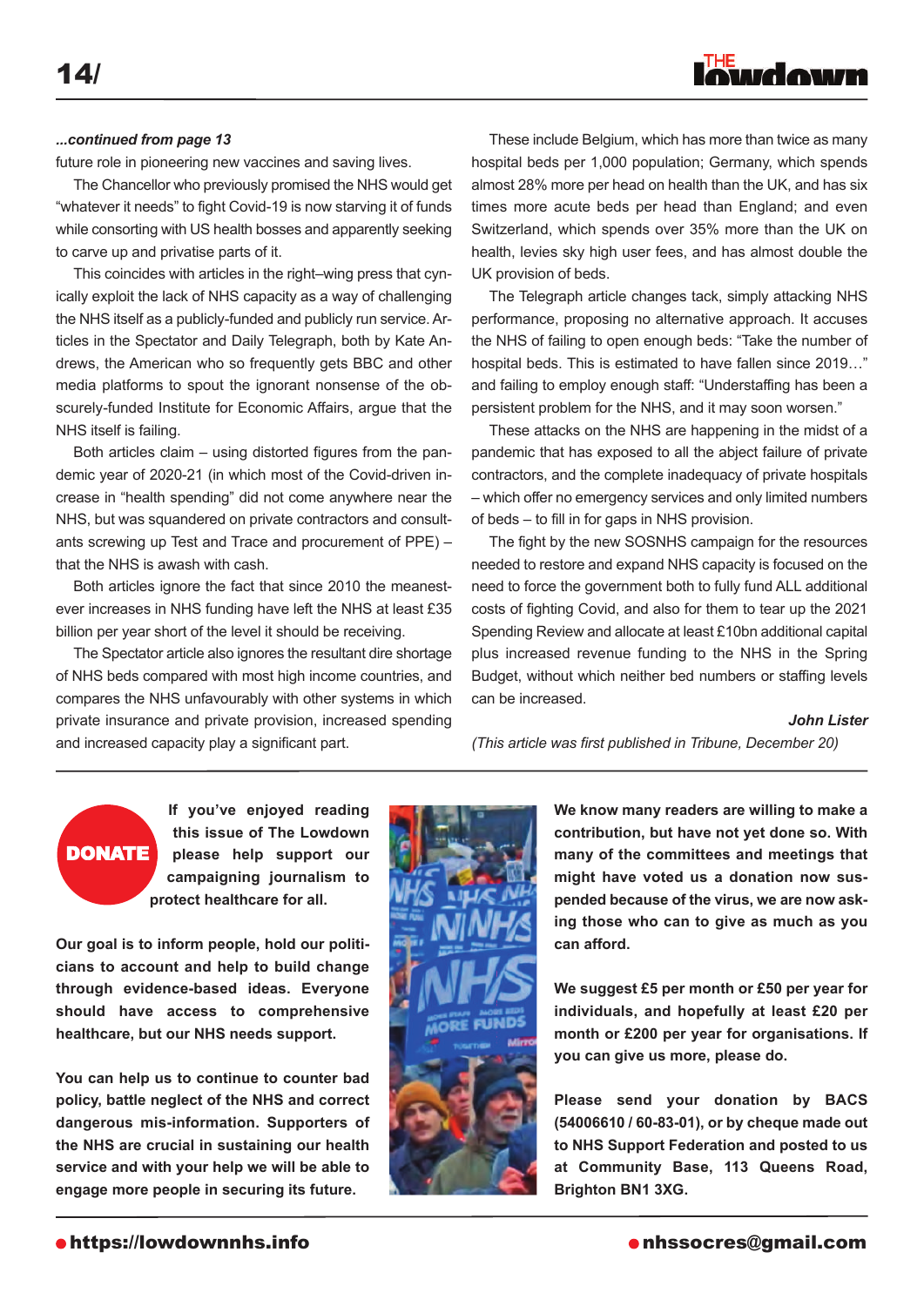*...continued from page 13*

future role in pioneering new vaccines and saving lives.

The Chancellor who previously promised the NHS would get "whatever it needs" to fight Covid-19 is now starving it of funds while consorting with US health bosses and apparently seeking to carve up and privatise parts of it.

This coincides with articles in the right–wing press that cynically exploit the lack of NHS capacity as a way of challenging the NHS itself as a publicly-funded and publicly run service. Articles in the Spectator and Daily Telegraph, both by Kate Andrews, the American who so frequently gets BBC and other media platforms to spout the ignorant nonsense of the obscurely-funded Institute for Economic Affairs, argue that the NHS itself is failing.

Both articles claim – using distorted figures from the pandemic year of 2020-21 (in which most of the Covid-driven increase in "health spending" did not come anywhere near the NHS, but was squandered on private contractors and consultants screwing up Test and Trace and procurement of PPE) – that the NHS is awash with cash.

Both articles ignore the fact that since 2010 the meanest-ever increases in NHS funding have left the NHS at least £35 billion per year short of the level it should be receiving.

The Spectator article also ignores the resultant dire shortage of NHS beds compared with most high income countries, and compares the NHS unfavourably with other systems in which private insurance and private provision, increased spending and increased capacity play a significant part.

These include Belgium, which has more than twice as many hospital beds per 1,000 population; Germany, which spends almost 28% more per head on health than the UK, and has six times more acute beds per head than England; and even Switzerland, which spends over 35% more than the UK on health, levies sky high user fees, and has almost double the UK provision of beds.

The Telegraph article changes tack, simply attacking NHS performance, proposing no alternative approach. It accuses the NHS of failing to open enough beds: "Take the number of hospital beds. This is estimated to have fallen since 2019…" and failing to employ enough staff: "Understaffing has been a persistent problem for the NHS, and it may soon worsen."

These attacks on the NHS are happening in the midst of a pandemic that has exposed to all the abject failure of private contractors, and the complete inadequacy of private hospitals – which offer no emergency services and only limited numbers of beds – to fill in for gaps in NHS provision.

The fight by the new SOSNHS campaign for the resources needed to restore and expand NHS capacity is focused on the need to force the government both to fully fund ALL additional costs of fighting Covid, and also for them to tear up the 2021 Spending Review and allocate at least £10bn additional capital plus increased revenue funding to the NHS in the Spring Budget, without which neither bed numbers or staffing levels can be increased.

***John Lister***

*(This article was first published in Tribune, December 20)*

---

**DONATE**

**If you've enjoyed reading this issue of The Lowdown please help support our campaigning journalism to protect healthcare for all.**

**Our goal is to inform people, hold our politicians to account and help to build change through evidence-based ideas. Everyone should have access to comprehensive healthcare, but our NHS needs support.**

**You can help us to continue to counter bad policy, battle neglect of the NHS and correct dangerous mis-information. Supporters of the NHS are crucial in sustaining our health service and with your help we will be able to engage more people in securing its future.**

**We know many readers are willing to make a contribution, but have not yet done so. With many of the committees and meetings that might have voted us a donation now suspended because of the virus, we are now asking those who can to give as much as you can afford.**

**We suggest £5 per month or £50 per year for individuals, and hopefully at least £20 per month or £200 per year for organisations. If you can give us more, please do.**

**Please send your donation by BACS (54006610 / 60-83-01), or by cheque made out to NHS Support Federation and posted to us at Community Base, 113 Queens Road, Brighton BN1 3XG.**

**https://lowdownnhs.info** **nhssocres@gmail.com**